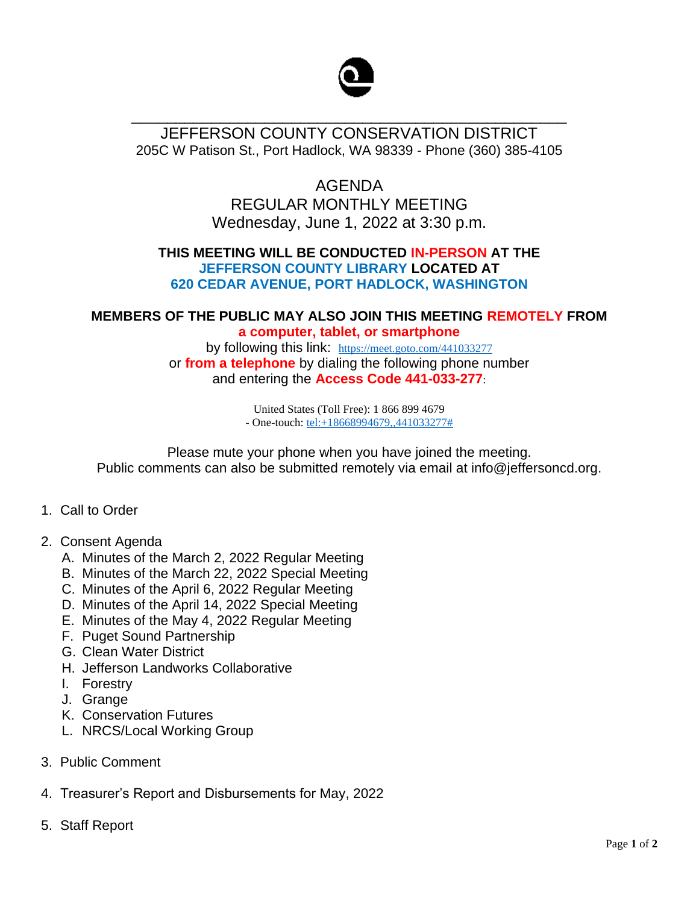# JEFFERSON COUNTY CONSERVATION DISTRICT

205C W Patison St., Port Hadlock, WA 98339 - Phone (360) 385-4105

## AGENDA
## REGULAR MONTHLY MEETING
## Wednesday, June 1, 2022 at 3:30 p.m.

**THIS MEETING WILL BE CONDUCTED IN-PERSON AT THE JEFFERSON COUNTY LIBRARY LOCATED AT 620 CEDAR AVENUE, PORT HADLOCK, WASHINGTON**

**MEMBERS OF THE PUBLIC MAY ALSO JOIN THIS MEETING REMOTELY FROM a computer, tablet, or smartphone**

by following this link: https://meet.goto.com/441033277
or **from a telephone** by dialing the following phone number
and entering the **Access Code 441-033-277**:

United States (Toll Free): 1 866 899 4679
- One-touch: tel:+18668994679,,441033277#

Please mute your phone when you have joined the meeting.
Public comments can also be submitted remotely via email at info@jeffersoncd.org.

1. Call to Order

2. Consent Agenda
   A. Minutes of the March 2, 2022 Regular Meeting
   B. Minutes of the March 22, 2022 Special Meeting
   C. Minutes of the April 6, 2022 Regular Meeting
   D. Minutes of the April 14, 2022 Special Meeting
   E. Minutes of the May 4, 2022 Regular Meeting
   F. Puget Sound Partnership
   G. Clean Water District
   H. Jefferson Landworks Collaborative
   I. Forestry
   J. Grange
   K. Conservation Futures
   L. NRCS/Local Working Group

3. Public Comment

4. Treasurer's Report and Disbursements for May, 2022

5. Staff Report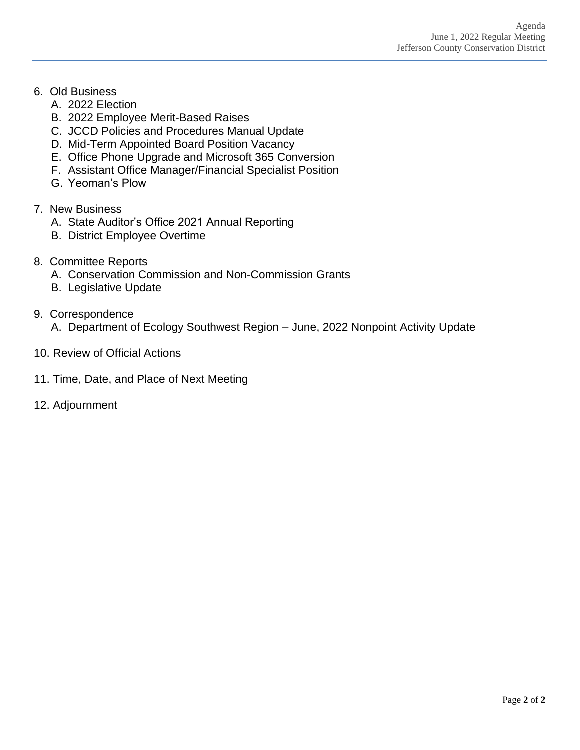6. Old Business
   A. 2022 Election
   B. 2022 Employee Merit-Based Raises
   C. JCCD Policies and Procedures Manual Update
   D. Mid-Term Appointed Board Position Vacancy
   E. Office Phone Upgrade and Microsoft 365 Conversion
   F. Assistant Office Manager/Financial Specialist Position
   G. Yeoman's Plow

7. New Business
   A. State Auditor's Office 2021 Annual Reporting
   B. District Employee Overtime

8. Committee Reports
   A. Conservation Commission and Non-Commission Grants
   B. Legislative Update

9. Correspondence
   A. Department of Ecology Southwest Region – June, 2022 Nonpoint Activity Update

10. Review of Official Actions

11. Time, Date, and Place of Next Meeting

12. Adjournment